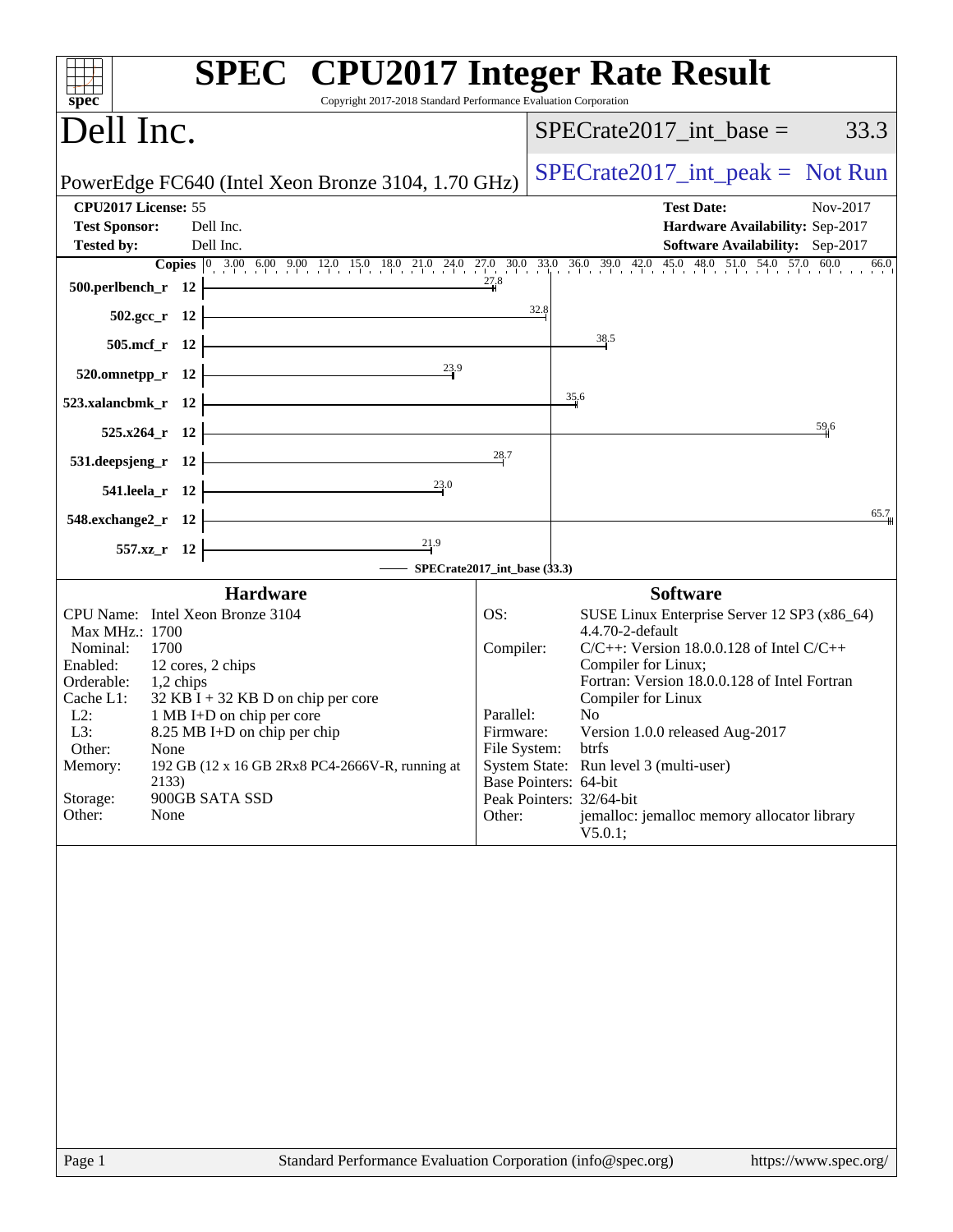# SPEC CPU2017 Integer Rate Result

Copyright 2017-2018 Standard Performance Evaluation Corporation

## Dell Inc.

PowerEdge FC640 (Intel Xeon Bronze 3104, 1.70 GHz)

SPECrate2017_int_base = 33.3

SPECrate2017_int_peak = Not Run

| | | | |
|---|---|---|---|
| **CPU2017 License:** | 55 | **Test Date:** | Nov-2017 |
| **Test Sponsor:** | Dell Inc. | **Hardware Availability:** | Sep-2017 |
| **Tested by:** | Dell Inc. | **Software Availability:** | Sep-2017 |

| Benchmark | Copies | Base Ratio |
|---|---|---|
| 500.perlbench_r | 12 | 27.8 |
| 502.gcc_r | 12 | 32.8 |
| 505.mcf_r | 12 | 38.5 |
| 520.omnetpp_r | 12 | 23.9 |
| 523.xalancbmk_r | 12 | 35.6 |
| 525.x264_r | 12 | 59.6 |
| 531.deepsjeng_r | 12 | 28.7 |
| 541.leela_r | 12 | 23.0 |
| 548.exchange2_r | 12 | 65.7 |
| 557.xz_r | 12 | 21.9 |

SPECrate2017_int_base (33.3)

### Hardware

| | |
|---|---|
| CPU Name: | Intel Xeon Bronze 3104 |
| Max MHz.: | 1700 |
| Nominal: | 1700 |
| Enabled: | 12 cores, 2 chips |
| Orderable: | 1,2 chips |
| Cache L1: | 32 KB I + 32 KB D on chip per core |
| L2: | 1 MB I+D on chip per core |
| L3: | 8.25 MB I+D on chip per chip |
| Other: | None |
| Memory: | 192 GB (12 x 16 GB 2Rx8 PC4-2666V-R, running at 2133) |
| Storage: | 900GB SATA SSD |
| Other: | None |

### Software

| | |
|---|---|
| OS: | SUSE Linux Enterprise Server 12 SP3 (x86_64) 4.4.70-2-default |
| Compiler: | C/C++: Version 18.0.0.128 of Intel C/C++ Compiler for Linux; Fortran: Version 18.0.0.128 of Intel Fortran Compiler for Linux |
| Parallel: | No |
| Firmware: | Version 1.0.0 released Aug-2017 |
| File System: | btrfs |
| System State: | Run level 3 (multi-user) |
| Base Pointers: | 64-bit |
| Peak Pointers: | 32/64-bit |
| Other: | jemalloc: jemalloc memory allocator library V5.0.1; |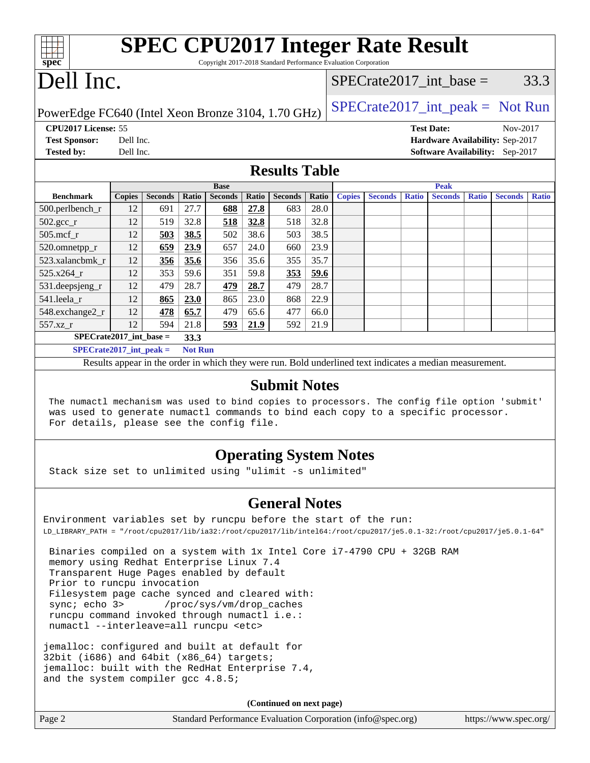# SPEC CPU2017 Integer Rate Result

Copyright 2017-2018 Standard Performance Evaluation Corporation

# Dell Inc.

PowerEdge FC640 (Intel Xeon Bronze 3104, 1.70 GHz)

SPECrate2017_int_base = 33.3

SPECrate2017_int_peak = Not Run

**CPU2017 License:** 55
**Test Sponsor:** Dell Inc.
**Tested by:** Dell Inc.

**Test Date:** Nov-2017
**Hardware Availability:** Sep-2017
**Software Availability:** Sep-2017

## Results Table

| | Base | | | | | | | Peak | | | | | | |
|---|---|---|---|---|---|---|---|---|---|---|---|---|---|---|
| **Benchmark** | **Copies** | **Seconds** | **Ratio** | **Seconds** | **Ratio** | **Seconds** | **Ratio** | **Copies** | **Seconds** | **Ratio** | **Seconds** | **Ratio** | **Seconds** | **Ratio** |
| 500.perlbench_r | 12 | 691 | 27.7 | **688** | **27.8** | 683 | 28.0 | | | | | | | |
| 502.gcc_r | 12 | 519 | 32.8 | **518** | **32.8** | 518 | 32.8 | | | | | | | |
| 505.mcf_r | 12 | **503** | **38.5** | 502 | 38.6 | 503 | 38.5 | | | | | | | |
| 520.omnetpp_r | 12 | **659** | **23.9** | 657 | 24.0 | 660 | 23.9 | | | | | | | |
| 523.xalancbmk_r | 12 | **356** | **35.6** | 356 | 35.6 | 355 | 35.7 | | | | | | | |
| 525.x264_r | 12 | 353 | 59.6 | 351 | 59.8 | **353** | **59.6** | | | | | | | |
| 531.deepsjeng_r | 12 | 479 | 28.7 | **479** | **28.7** | 479 | 28.7 | | | | | | | |
| 541.leela_r | 12 | **865** | **23.0** | 865 | 23.0 | 868 | 22.9 | | | | | | | |
| 548.exchange2_r | 12 | **478** | **65.7** | 479 | 65.6 | 477 | 66.0 | | | | | | | |
| 557.xz_r | 12 | 594 | 21.8 | **593** | **21.9** | 592 | 21.9 | | | | | | | |

**SPECrate2017_int_base = 33.3**

**SPECrate2017_int_peak = Not Run**

Results appear in the order in which they were run. Bold underlined text indicates a median measurement.

## Submit Notes

```
The numactl mechanism was used to bind copies to processors. The config file option 'submit'
was used to generate numactl commands to bind each copy to a specific processor.
For details, please see the config file.
```

## Operating System Notes

```
Stack size set to unlimited using "ulimit -s unlimited"
```

## General Notes

```
Environment variables set by runcpu before the start of the run:
LD_LIBRARY_PATH = "/root/cpu2017/lib/ia32:/root/cpu2017/lib/intel64:/root/cpu2017/je5.0.1-32:/root/cpu2017/je5.0.1-64"

 Binaries compiled on a system with 1x Intel Core i7-4790 CPU + 32GB RAM
 memory using Redhat Enterprise Linux 7.4
 Transparent Huge Pages enabled by default
 Prior to runcpu invocation
 Filesystem page cache synced and cleared with:
 sync; echo 3>       /proc/sys/vm/drop_caches
 runcpu command invoked through numactl i.e.:
 numactl --interleave=all runcpu <etc>

jemalloc: configured and built at default for
32bit (i686) and 64bit (x86_64) targets;
jemalloc: built with the RedHat Enterprise 7.4,
and the system compiler gcc 4.8.5;
```

**(Continued on next page)**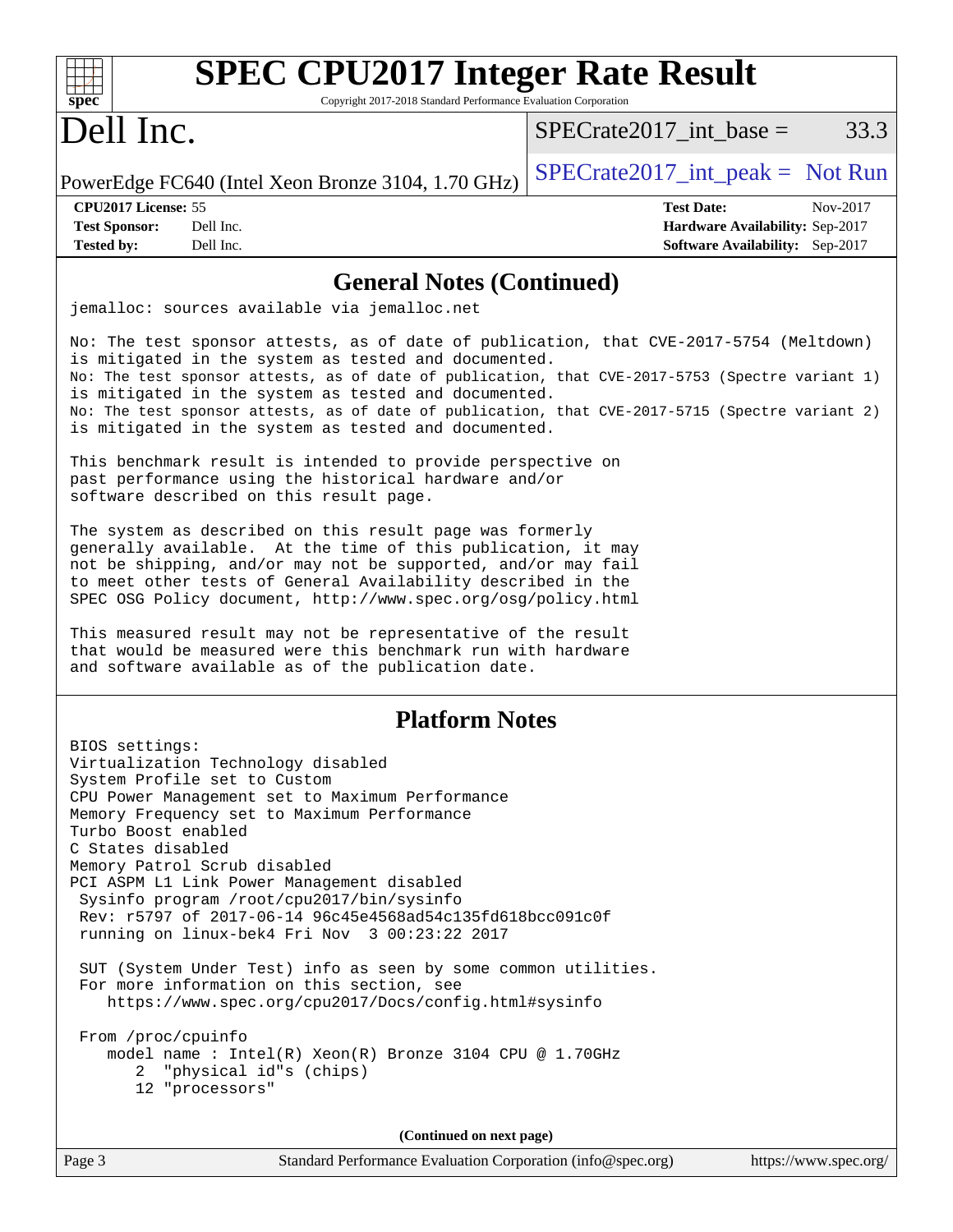## General Notes (Continued)

```
jemalloc: sources available via jemalloc.net

No: The test sponsor attests, as of date of publication, that CVE-2017-5754 (Meltdown)
is mitigated in the system as tested and documented.
No: The test sponsor attests, as of date of publication, that CVE-2017-5753 (Spectre variant 1)
is mitigated in the system as tested and documented.
No: The test sponsor attests, as of date of publication, that CVE-2017-5715 (Spectre variant 2)
is mitigated in the system as tested and documented.

This benchmark result is intended to provide perspective on
past performance using the historical hardware and/or
software described on this result page.

The system as described on this result page was formerly
generally available.  At the time of this publication, it may
not be shipping, and/or may not be supported, and/or may fail
to meet other tests of General Availability described in the
SPEC OSG Policy document, http://www.spec.org/osg/policy.html

This measured result may not be representative of the result
that would be measured were this benchmark run with hardware
and software available as of the publication date.
```

## Platform Notes

```
BIOS settings:
Virtualization Technology disabled
System Profile set to Custom
CPU Power Management set to Maximum Performance
Memory Frequency set to Maximum Performance
Turbo Boost enabled
C States disabled
Memory Patrol Scrub disabled
PCI ASPM L1 Link Power Management disabled
 Sysinfo program /root/cpu2017/bin/sysinfo
 Rev: r5797 of 2017-06-14 96c45e4568ad54c135fd618bcc091c0f
 running on linux-bek4 Fri Nov  3 00:23:22 2017

 SUT (System Under Test) info as seen by some common utilities.
 For more information on this section, see
    https://www.spec.org/cpu2017/Docs/config.html#sysinfo

 From /proc/cpuinfo
    model name : Intel(R) Xeon(R) Bronze 3104 CPU @ 1.70GHz
       2  "physical id"s (chips)
       12 "processors"
```

**(Continued on next page)**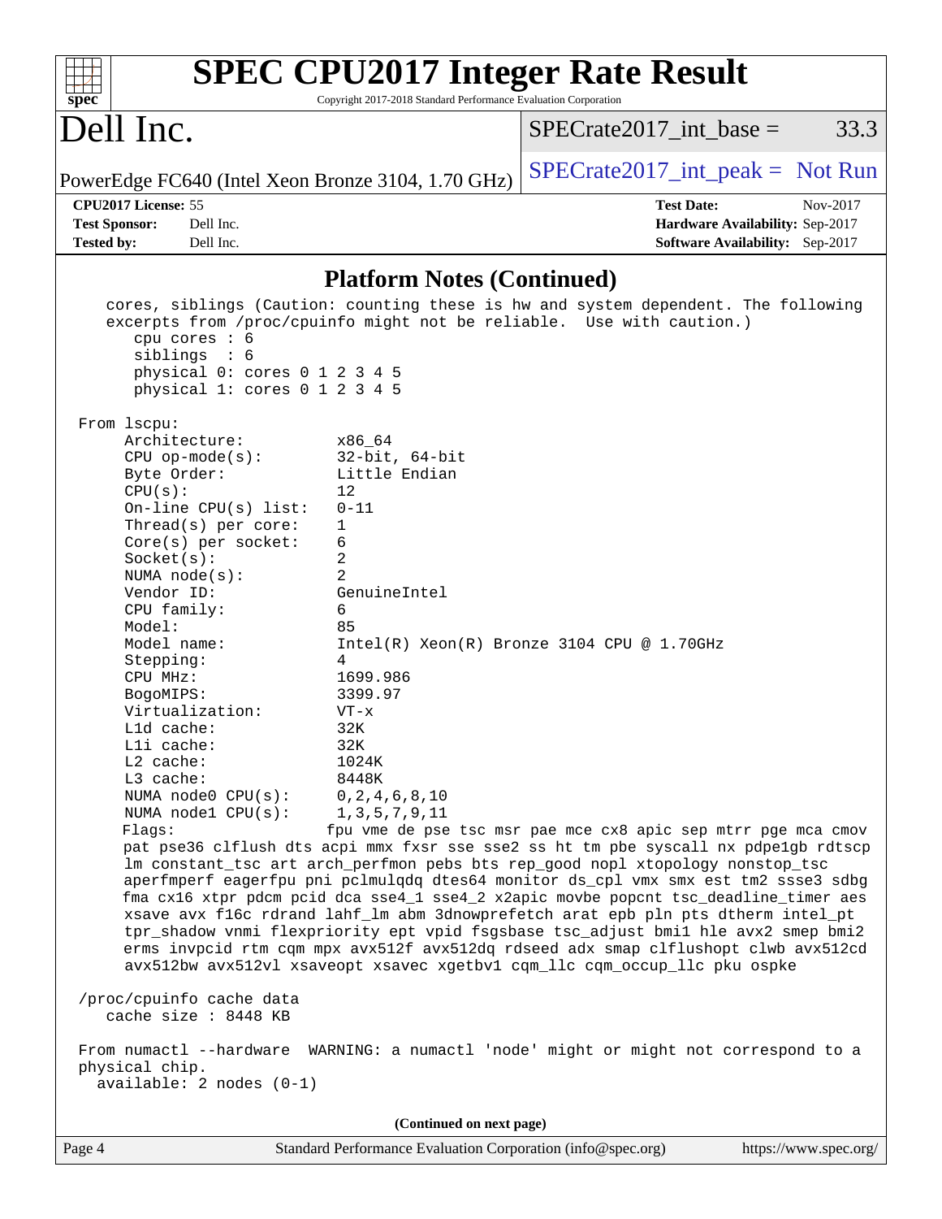## Platform Notes (Continued)

```
    cores, siblings (Caution: counting these is hw and system dependent. The following
    excerpts from /proc/cpuinfo might not be reliable.  Use with caution.)
       cpu cores : 6
       siblings  : 6
       physical 0: cores 0 1 2 3 4 5
       physical 1: cores 0 1 2 3 4 5

 From lscpu:
      Architecture:          x86_64
      CPU op-mode(s):        32-bit, 64-bit
      Byte Order:            Little Endian
      CPU(s):                12
      On-line CPU(s) list:   0-11
      Thread(s) per core:    1
      Core(s) per socket:    6
      Socket(s):             2
      NUMA node(s):          2
      Vendor ID:             GenuineIntel
      CPU family:            6
      Model:                 85
      Model name:            Intel(R) Xeon(R) Bronze 3104 CPU @ 1.70GHz
      Stepping:              4
      CPU MHz:               1699.986
      BogoMIPS:              3399.97
      Virtualization:        VT-x
      L1d cache:             32K
      L1i cache:             32K
      L2 cache:              1024K
      L3 cache:              8448K
      NUMA node0 CPU(s):     0,2,4,6,8,10
      NUMA node1 CPU(s):     1,3,5,7,9,11
      Flags:                 fpu vme de pse tsc msr pae mce cx8 apic sep mtrr pge mca cmov
      pat pse36 clflush dts acpi mmx fxsr sse sse2 ss ht tm pbe syscall nx pdpe1gb rdtscp
      lm constant_tsc art arch_perfmon pebs bts rep_good nopl xtopology nonstop_tsc
      aperfmperf eagerfpu pni pclmulqdq dtes64 monitor ds_cpl vmx smx est tm2 ssse3 sdbg
      fma cx16 xtpr pdcm pcid dca sse4_1 sse4_2 x2apic movbe popcnt tsc_deadline_timer aes
      xsave avx f16c rdrand lahf_lm abm 3dnowprefetch arat epb pln pts dtherm intel_pt
      tpr_shadow vnmi flexpriority ept vpid fsgsbase tsc_adjust bmi1 hle avx2 smep bmi2
      erms invpcid rtm cqm mpx avx512f avx512dq rdseed adx smap clflushopt clwb avx512cd
      avx512bw avx512vl xsaveopt xsavec xgetbv1 cqm_llc cqm_occup_llc pku ospke

 /proc/cpuinfo cache data
    cache size : 8448 KB

 From numactl --hardware  WARNING: a numactl 'node' might or might not correspond to a
 physical chip.
   available: 2 nodes (0-1)
```

(Continued on next page)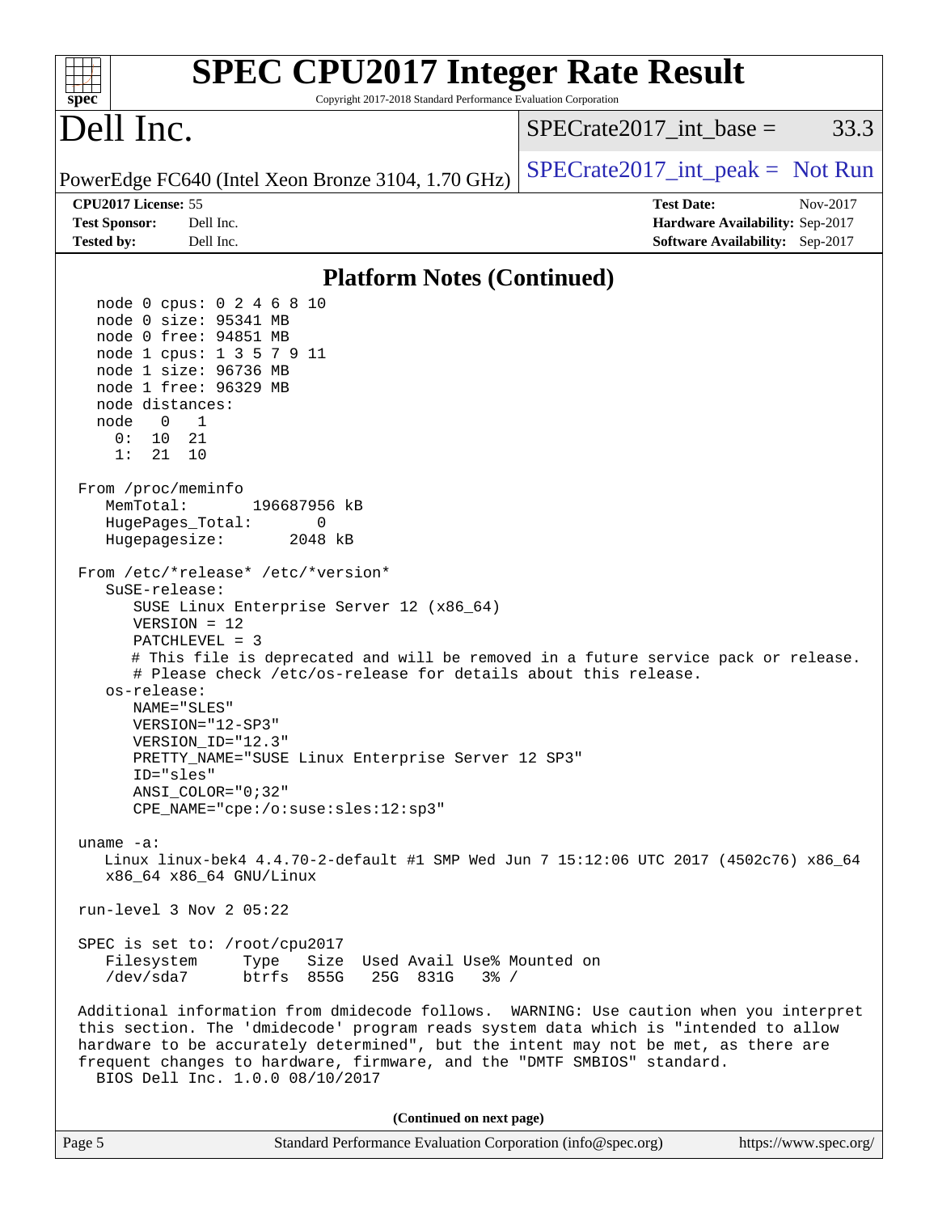## Platform Notes (Continued)

```
  node 0 cpus: 0 2 4 6 8 10
  node 0 size: 95341 MB
  node 0 free: 94851 MB
  node 1 cpus: 1 3 5 7 9 11
  node 1 size: 96736 MB
  node 1 free: 96329 MB
  node distances:
  node   0   1
    0:  10  21
    1:  21  10

From /proc/meminfo
   MemTotal:       196687956 kB
   HugePages_Total:       0
   Hugepagesize:       2048 kB

From /etc/*release* /etc/*version*
   SuSE-release:
      SUSE Linux Enterprise Server 12 (x86_64)
      VERSION = 12
      PATCHLEVEL = 3
      # This file is deprecated and will be removed in a future service pack or release.
      # Please check /etc/os-release for details about this release.
   os-release:
      NAME="SLES"
      VERSION="12-SP3"
      VERSION_ID="12.3"
      PRETTY_NAME="SUSE Linux Enterprise Server 12 SP3"
      ID="sles"
      ANSI_COLOR="0;32"
      CPE_NAME="cpe:/o:suse:sles:12:sp3"

uname -a:
   Linux linux-bek4 4.4.70-2-default #1 SMP Wed Jun 7 15:12:06 UTC 2017 (4502c76) x86_64
   x86_64 x86_64 GNU/Linux

run-level 3 Nov 2 05:22

SPEC is set to: /root/cpu2017
   Filesystem     Type   Size  Used Avail Use% Mounted on
   /dev/sda7      btrfs  855G   25G  831G   3% /

Additional information from dmidecode follows.  WARNING: Use caution when you interpret
this section. The 'dmidecode' program reads system data which is "intended to allow
hardware to be accurately determined", but the intent may not be met, as there are
frequent changes to hardware, firmware, and the "DMTF SMBIOS" standard.
  BIOS Dell Inc. 1.0.0 08/10/2017
```

(Continued on next page)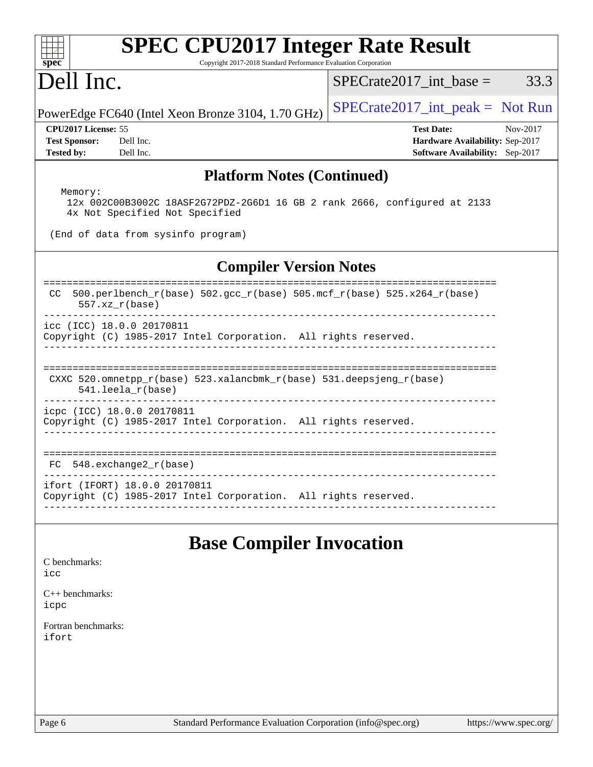## Platform Notes (Continued)

```
 Memory:
   12x 002C00B3002C 18ASF2G72PDZ-2G6D1 16 GB 2 rank 2666, configured at 2133
   4x Not Specified Not Specified

 (End of data from sysinfo program)
```

## Compiler Version Notes

```
==============================================================================
 CC  500.perlbench_r(base) 502.gcc_r(base) 505.mcf_r(base) 525.x264_r(base)
      557.xz_r(base)
------------------------------------------------------------------------------
icc (ICC) 18.0.0 20170811
Copyright (C) 1985-2017 Intel Corporation.  All rights reserved.
------------------------------------------------------------------------------

==============================================================================
 CXXC 520.omnetpp_r(base) 523.xalancbmk_r(base) 531.deepsjeng_r(base)
      541.leela_r(base)
------------------------------------------------------------------------------
icpc (ICC) 18.0.0 20170811
Copyright (C) 1985-2017 Intel Corporation.  All rights reserved.
------------------------------------------------------------------------------

==============================================================================
 FC  548.exchange2_r(base)
------------------------------------------------------------------------------
ifort (IFORT) 18.0.0 20170811
Copyright (C) 1985-2017 Intel Corporation.  All rights reserved.
------------------------------------------------------------------------------
```

# Base Compiler Invocation

C benchmarks:
icc

C++ benchmarks:
icpc

Fortran benchmarks:
ifort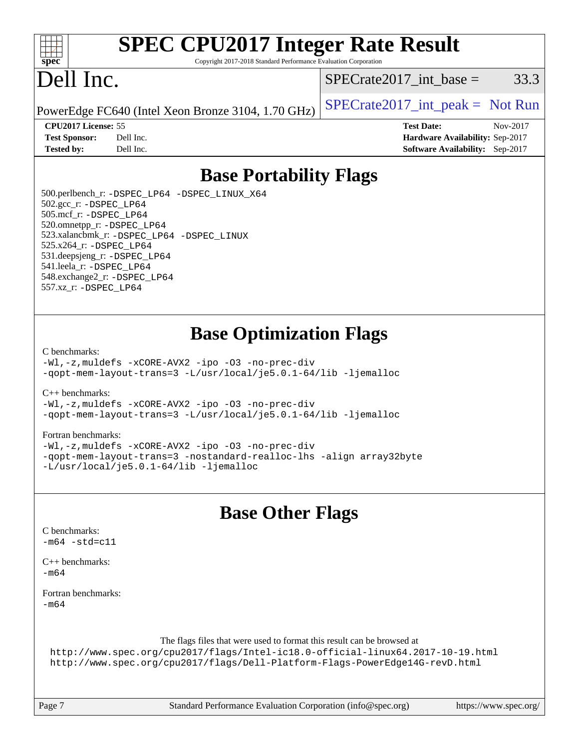# SPEC CPU2017 Integer Rate Result

Copyright 2017-2018 Standard Performance Evaluation Corporation

# Dell Inc.

PowerEdge FC640 (Intel Xeon Bronze 3104, 1.70 GHz)

SPECrate2017_int_base = 33.3

SPECrate2017_int_peak = Not Run

**CPU2017 License:** 55
**Test Sponsor:** Dell Inc.
**Tested by:** Dell Inc.

**Test Date:** Nov-2017
**Hardware Availability:** Sep-2017
**Software Availability:** Sep-2017

## Base Portability Flags

500.perlbench_r: `-DSPEC_LP64 -DSPEC_LINUX_X64`
502.gcc_r: `-DSPEC_LP64`
505.mcf_r: `-DSPEC_LP64`
520.omnetpp_r: `-DSPEC_LP64`
523.xalancbmk_r: `-DSPEC_LP64 -DSPEC_LINUX`
525.x264_r: `-DSPEC_LP64`
531.deepsjeng_r: `-DSPEC_LP64`
541.leela_r: `-DSPEC_LP64`
548.exchange2_r: `-DSPEC_LP64`
557.xz_r: `-DSPEC_LP64`

## Base Optimization Flags

C benchmarks:
```
-Wl,-z,muldefs -xCORE-AVX2 -ipo -O3 -no-prec-div
-qopt-mem-layout-trans=3 -L/usr/local/je5.0.1-64/lib -ljemalloc
```

C++ benchmarks:
```
-Wl,-z,muldefs -xCORE-AVX2 -ipo -O3 -no-prec-div
-qopt-mem-layout-trans=3 -L/usr/local/je5.0.1-64/lib -ljemalloc
```

Fortran benchmarks:
```
-Wl,-z,muldefs -xCORE-AVX2 -ipo -O3 -no-prec-div
-qopt-mem-layout-trans=3 -nostandard-realloc-lhs -align array32byte
-L/usr/local/je5.0.1-64/lib -ljemalloc
```

## Base Other Flags

C benchmarks:
```
-m64 -std=c11
```

C++ benchmarks:
```
-m64
```

Fortran benchmarks:
```
-m64
```

The flags files that were used to format this result can be browsed at
http://www.spec.org/cpu2017/flags/Intel-ic18.0-official-linux64.2017-10-19.html
http://www.spec.org/cpu2017/flags/Dell-Platform-Flags-PowerEdge14G-revD.html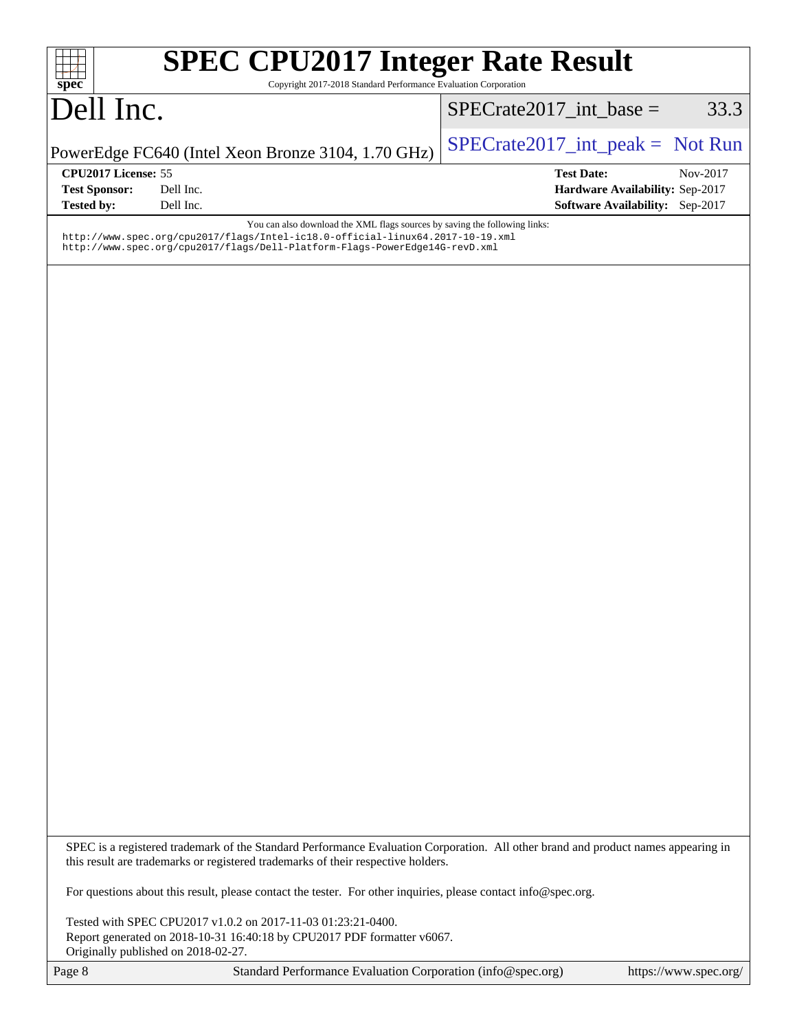# SPEC CPU2017 Integer Rate Result

Copyright 2017-2018 Standard Performance Evaluation Corporation

## Dell Inc.

PowerEdge FC640 (Intel Xeon Bronze 3104, 1.70 GHz)

SPECrate2017_int_base = 33.3

SPECrate2017_int_peak = Not Run

**CPU2017 License:** 55
**Test Sponsor:** Dell Inc.
**Tested by:** Dell Inc.

**Test Date:** Nov-2017
**Hardware Availability:** Sep-2017
**Software Availability:** Sep-2017

You can also download the XML flags sources by saving the following links:

```
http://www.spec.org/cpu2017/flags/Intel-ic18.0-official-linux64.2017-10-19.xml
http://www.spec.org/cpu2017/flags/Dell-Platform-Flags-PowerEdge14G-revD.xml
```

SPEC is a registered trademark of the Standard Performance Evaluation Corporation. All other brand and product names appearing in this result are trademarks or registered trademarks of their respective holders.

For questions about this result, please contact the tester. For other inquiries, please contact info@spec.org.

Tested with SPEC CPU2017 v1.0.2 on 2017-11-03 01:23:21-0400.
Report generated on 2018-10-31 16:40:18 by CPU2017 PDF formatter v6067.
Originally published on 2018-02-27.